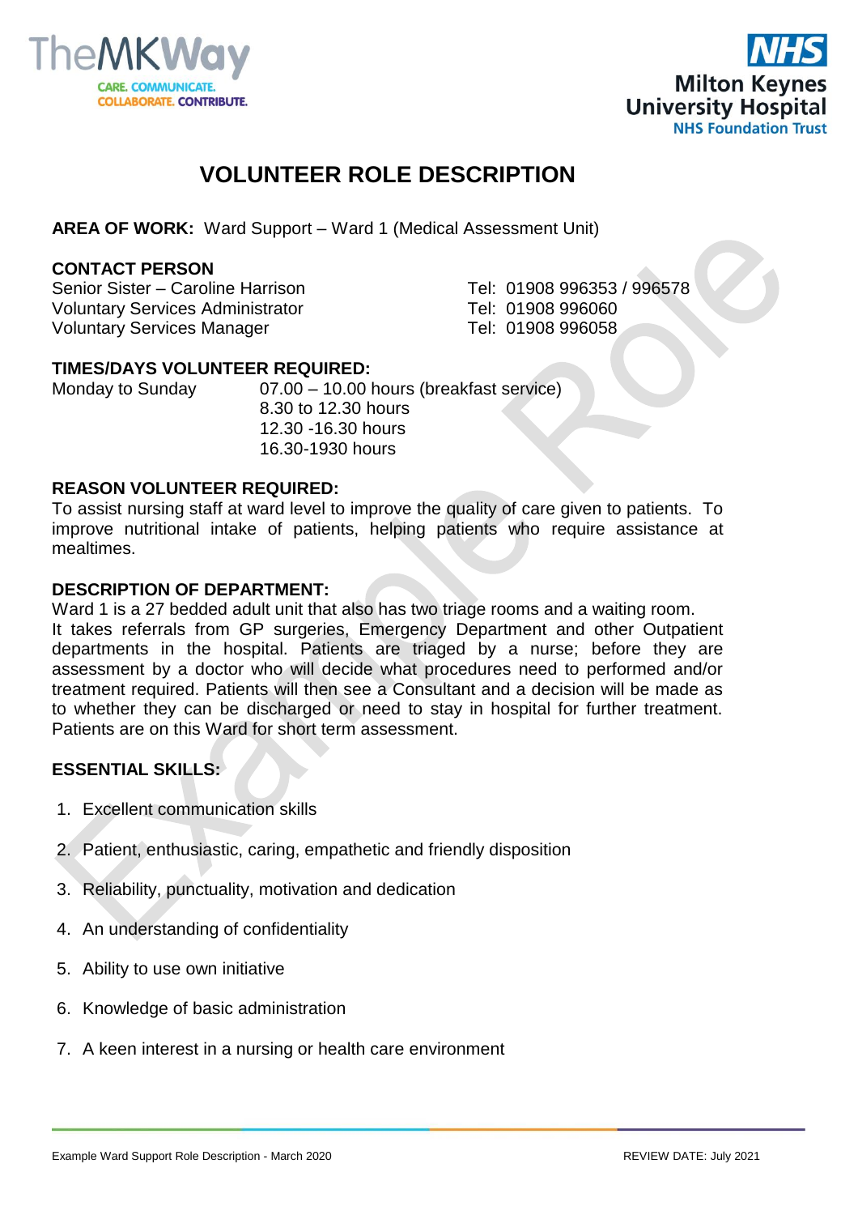# VOLUNTEER ROLE DESCRIPTION

**AREA OF WORK:** Ward Support – Ward 1 (Medical Assessment Unit)

**CONTACT PERSON**

| | |
|---|---|
| Senior Sister – Caroline Harrison | Tel: 01908 996353 / 996578 |
| Voluntary Services Administrator | Tel: 01908 996060 |
| Voluntary Services Manager | Tel: 01908 996058 |

**TIMES/DAYS VOLUNTEER REQUIRED:**

Monday to Sunday
- 07.00 – 10.00 hours (breakfast service)
- 8.30 to 12.30 hours
- 12.30 -16.30 hours
- 16.30-1930 hours

**REASON VOLUNTEER REQUIRED:**

To assist nursing staff at ward level to improve the quality of care given to patients. To improve nutritional intake of patients, helping patients who require assistance at mealtimes.

**DESCRIPTION OF DEPARTMENT:**

Ward 1 is a 27 bedded adult unit that also has two triage rooms and a waiting room. It takes referrals from GP surgeries, Emergency Department and other Outpatient departments in the hospital. Patients are triaged by a nurse; before they are assessment by a doctor who will decide what procedures need to performed and/or treatment required. Patients will then see a Consultant and a decision will be made as to whether they can be discharged or need to stay in hospital for further treatment. Patients are on this Ward for short term assessment.

**ESSENTIAL SKILLS:**

1. Excellent communication skills
2. Patient, enthusiastic, caring, empathetic and friendly disposition
3. Reliability, punctuality, motivation and dedication
4. An understanding of confidentiality
5. Ability to use own initiative
6. Knowledge of basic administration
7. A keen interest in a nursing or health care environment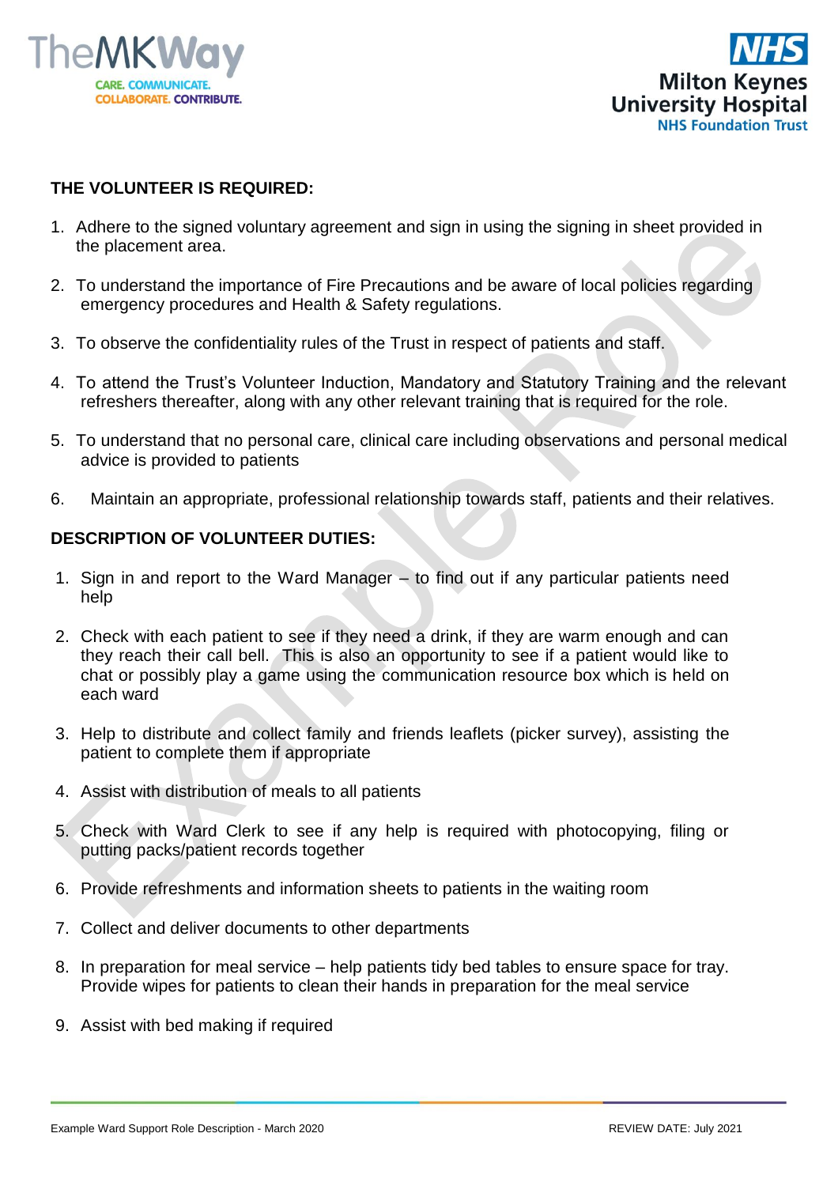## THE VOLUNTEER IS REQUIRED:

1. Adhere to the signed voluntary agreement and sign in using the signing in sheet provided in the placement area.
2. To understand the importance of Fire Precautions and be aware of local policies regarding emergency procedures and Health & Safety regulations.
3. To observe the confidentiality rules of the Trust in respect of patients and staff.
4. To attend the Trust's Volunteer Induction, Mandatory and Statutory Training and the relevant refreshers thereafter, along with any other relevant training that is required for the role.
5. To understand that no personal care, clinical care including observations and personal medical advice is provided to patients
6. Maintain an appropriate, professional relationship towards staff, patients and their relatives.

## DESCRIPTION OF VOLUNTEER DUTIES:

1. Sign in and report to the Ward Manager – to find out if any particular patients need help
2. Check with each patient to see if they need a drink, if they are warm enough and can they reach their call bell. This is also an opportunity to see if a patient would like to chat or possibly play a game using the communication resource box which is held on each ward
3. Help to distribute and collect family and friends leaflets (picker survey), assisting the patient to complete them if appropriate
4. Assist with distribution of meals to all patients
5. Check with Ward Clerk to see if any help is required with photocopying, filing or putting packs/patient records together
6. Provide refreshments and information sheets to patients in the waiting room
7. Collect and deliver documents to other departments
8. In preparation for meal service – help patients tidy bed tables to ensure space for tray. Provide wipes for patients to clean their hands in preparation for the meal service
9. Assist with bed making if required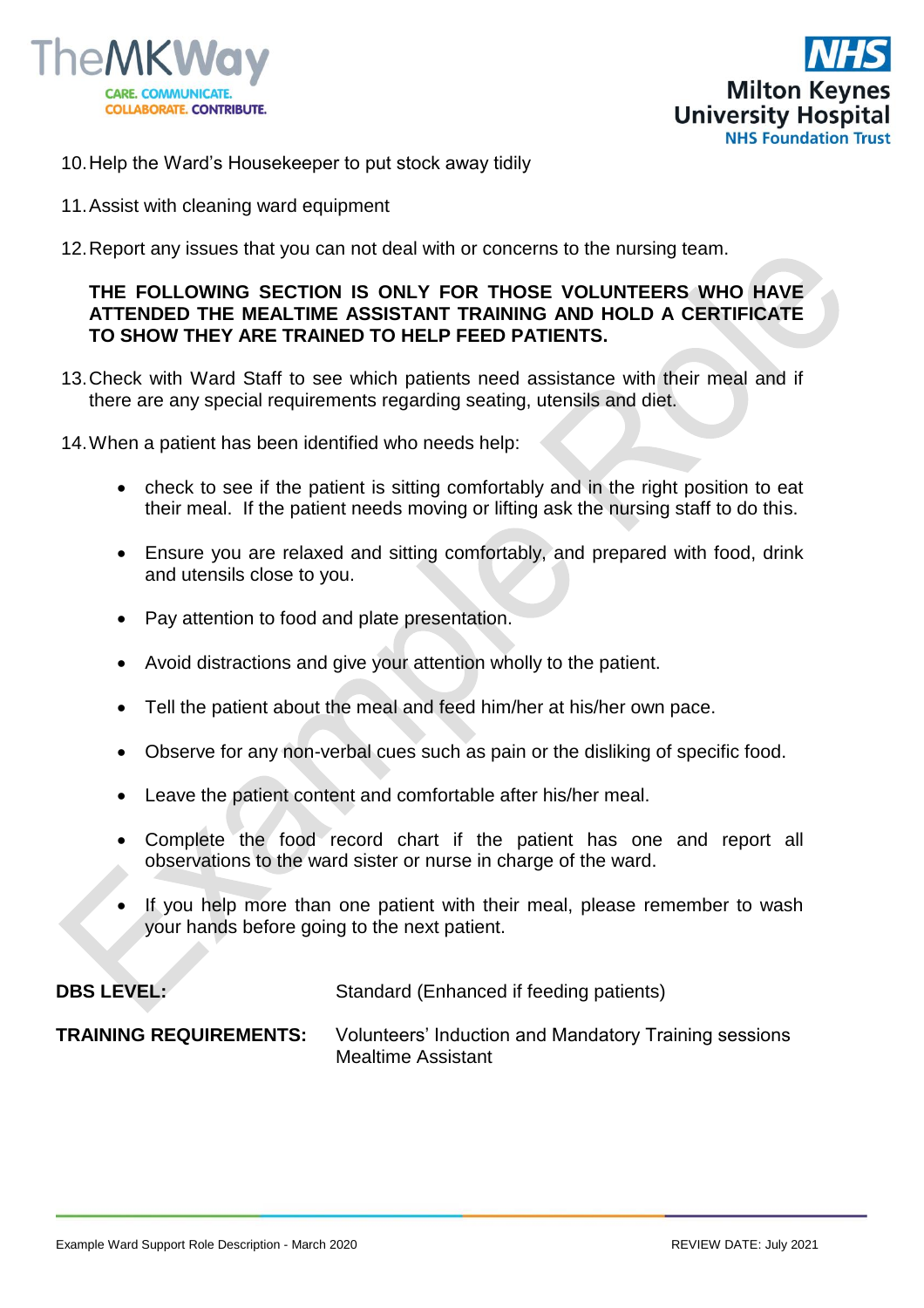10. Help the Ward's Housekeeper to put stock away tidily

11. Assist with cleaning ward equipment

12. Report any issues that you can not deal with or concerns to the nursing team.

**THE FOLLOWING SECTION IS ONLY FOR THOSE VOLUNTEERS WHO HAVE ATTENDED THE MEALTIME ASSISTANT TRAINING AND HOLD A CERTIFICATE TO SHOW THEY ARE TRAINED TO HELP FEED PATIENTS.**

13. Check with Ward Staff to see which patients need assistance with their meal and if there are any special requirements regarding seating, utensils and diet.

14. When a patient has been identified who needs help:

    - check to see if the patient is sitting comfortably and in the right position to eat their meal. If the patient needs moving or lifting ask the nursing staff to do this.
    - Ensure you are relaxed and sitting comfortably, and prepared with food, drink and utensils close to you.
    - Pay attention to food and plate presentation.
    - Avoid distractions and give your attention wholly to the patient.
    - Tell the patient about the meal and feed him/her at his/her own pace.
    - Observe for any non-verbal cues such as pain or the disliking of specific food.
    - Leave the patient content and comfortable after his/her meal.
    - Complete the food record chart if the patient has one and report all observations to the ward sister or nurse in charge of the ward.
    - If you help more than one patient with their meal, please remember to wash your hands before going to the next patient.

**DBS LEVEL:** Standard (Enhanced if feeding patients)

**TRAINING REQUIREMENTS:** Volunteers' Induction and Mandatory Training sessions
Mealtime Assistant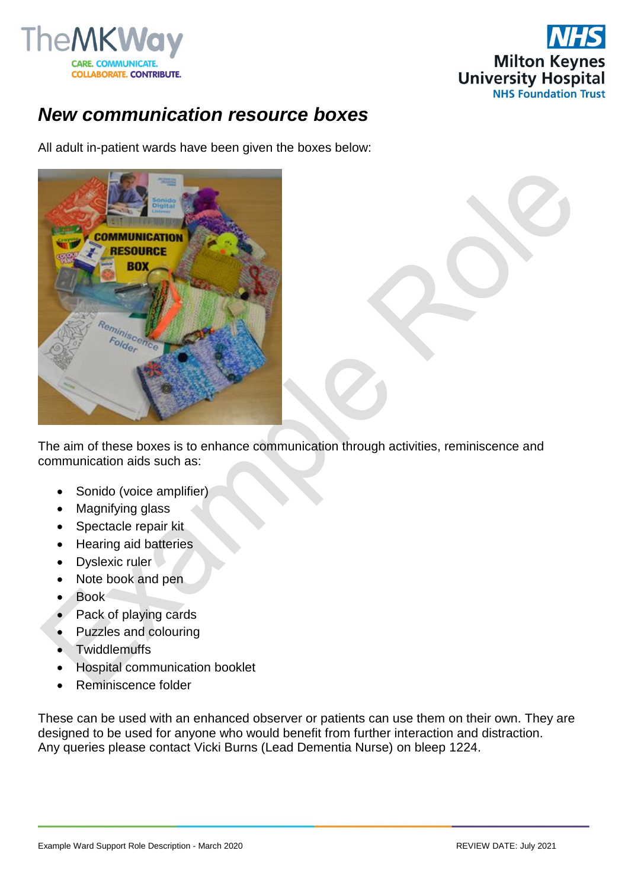# *New communication resource boxes*

All adult in-patient wards have been given the boxes below:

The aim of these boxes is to enhance communication through activities, reminiscence and communication aids such as:

- Sonido (voice amplifier)
- Magnifying glass
- Spectacle repair kit
- Hearing aid batteries
- Dyslexic ruler
- Note book and pen
- Book
- Pack of playing cards
- Puzzles and colouring
- Twiddlemuffs
- Hospital communication booklet
- Reminiscence folder

These can be used with an enhanced observer or patients can use them on their own. They are designed to be used for anyone who would benefit from further interaction and distraction.
Any queries please contact Vicki Burns (Lead Dementia Nurse) on bleep 1224.